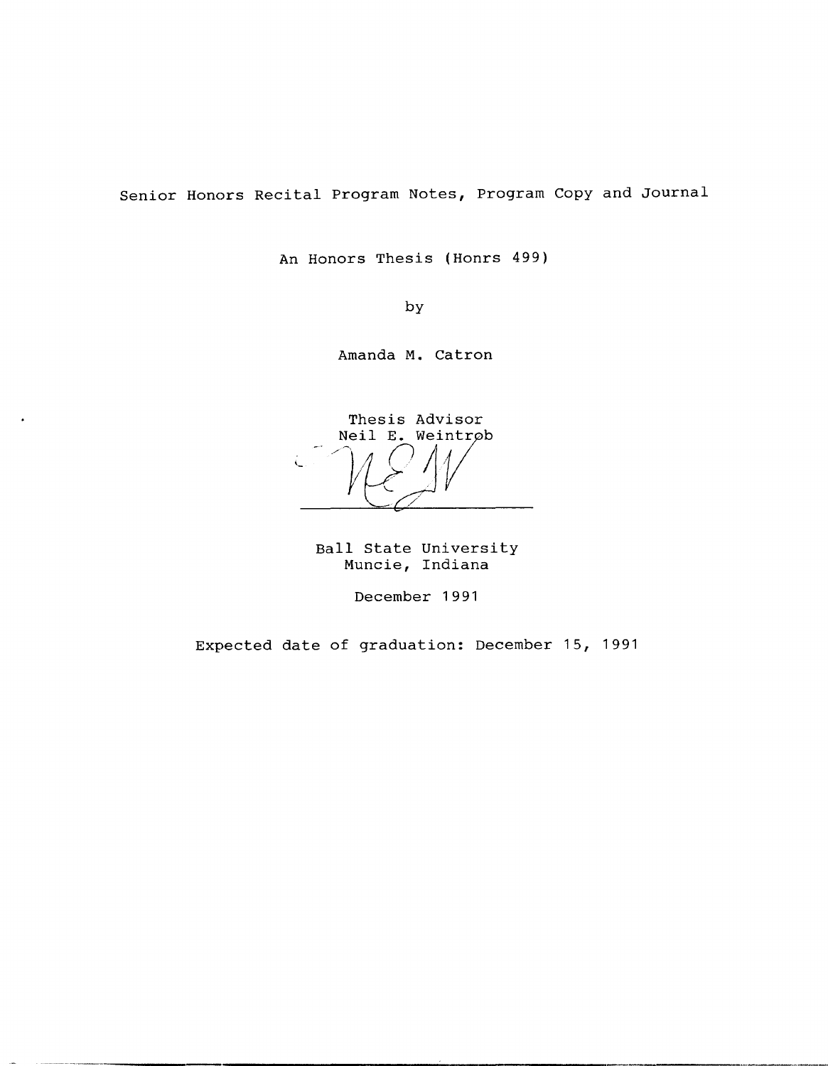# Senior Honors Recital Program Notes, Program Copy and Journal

An Honors Thesis (Honrs 499)

by

Amanda M. Catron

Thesis Advisor
Neil E. Weintrob

Ball State University
Muncie, Indiana

December 1991

Expected date of graduation: December 15, 1991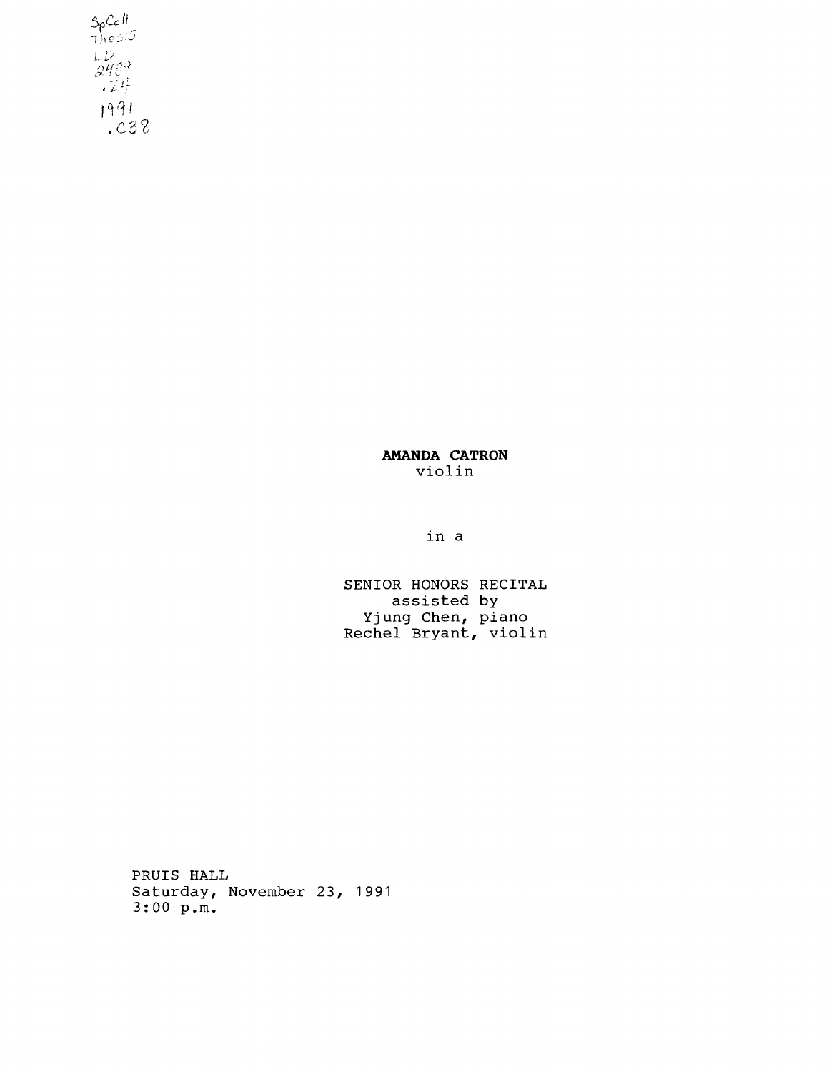SpColl
Thesis
LD
2489
.Z4
1991
.C38

**AMANDA CATRON**
violin

in a

SENIOR HONORS RECITAL
assisted by
Yjung Chen, piano
Rechel Bryant, violin

PRUIS HALL
Saturday, November 23, 1991
3:00 p.m.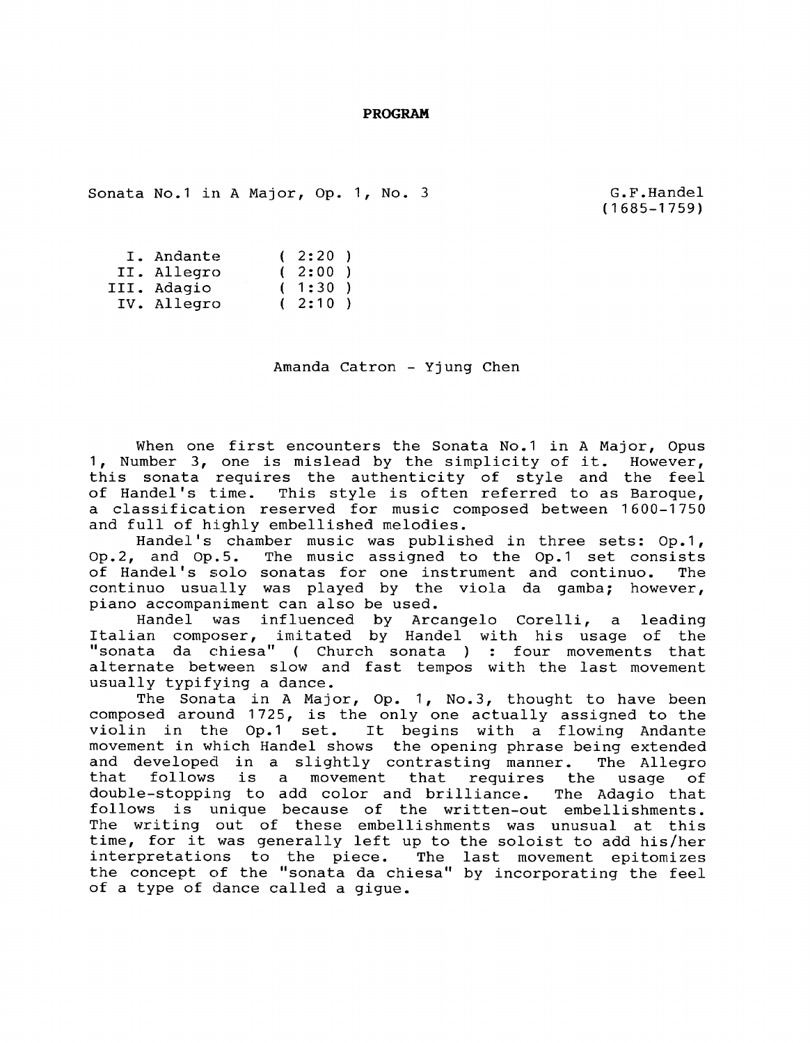# PROGRAM

Sonata No.1 in A Major, Op. 1, No. 3 — G.F.Handel (1685-1759)

| | | |
|---|---|---|
| I. | Andante | ( 2:20 ) |
| II. | Allegro | ( 2:00 ) |
| III. | Adagio | ( 1:30 ) |
| IV. | Allegro | ( 2:10 ) |

Amanda Catron - Yjung Chen

When one first encounters the Sonata No.1 in A Major, Opus 1, Number 3, one is mislead by the simplicity of it. However, this sonata requires the authenticity of style and the feel of Handel's time. This style is often referred to as Baroque, a classification reserved for music composed between 1600-1750 and full of highly embellished melodies.

Handel's chamber music was published in three sets: Op.1, Op.2, and Op.5. The music assigned to the Op.1 set consists of Handel's solo sonatas for one instrument and continuo. The continuo usually was played by the viola da gamba; however, piano accompaniment can also be used.

Handel was influenced by Arcangelo Corelli, a leading Italian composer, imitated by Handel with his usage of the "sonata da chiesa" ( Church sonata ) : four movements that alternate between slow and fast tempos with the last movement usually typifying a dance.

The Sonata in A Major, Op. 1, No.3, thought to have been composed around 1725, is the only one actually assigned to the violin in the Op.1 set. It begins with a flowing Andante movement in which Handel shows the opening phrase being extended and developed in a slightly contrasting manner. The Allegro that follows is a movement that requires the usage of double-stopping to add color and brilliance. The Adagio that follows is unique because of the written-out embellishments. The writing out of these embellishments was unusual at this time, for it was generally left up to the soloist to add his/her interpretations to the piece. The last movement epitomizes the concept of the "sonata da chiesa" by incorporating the feel of a type of dance called a gigue.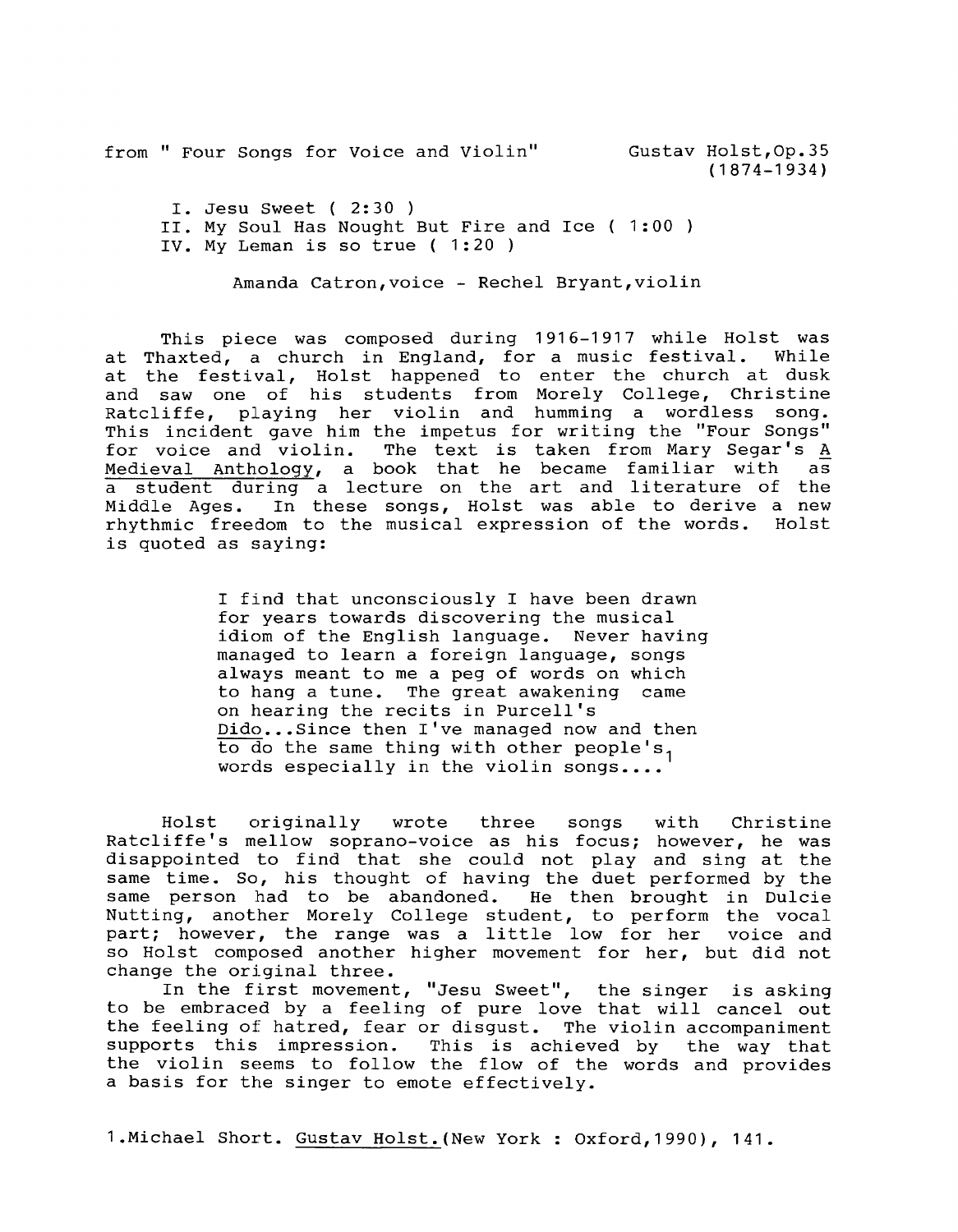from " Four Songs for Voice and Violin" Gustav Holst,Op.35 (1874-1934)

I. Jesu Sweet ( 2:30 )
II. My Soul Has Nought But Fire and Ice ( 1:00 )
IV. My Leman is so true ( 1:20 )

Amanda Catron,voice - Rechel Bryant,violin

This piece was composed during 1916-1917 while Holst was at Thaxted, a church in England, for a music festival. While at the festival, Holst happened to enter the church at dusk and saw one of his students from Morely College, Christine Ratcliffe, playing her violin and humming a wordless song. This incident gave him the impetus for writing the "Four Songs" for voice and violin. The text is taken from Mary Segar's _A Medieval Anthology_, a book that he became familiar with as a student during a lecture on the art and literature of the Middle Ages. In these songs, Holst was able to derive a new rhythmic freedom to the musical expression of the words. Holst is quoted as saying:

> I find that unconsciously I have been drawn for years towards discovering the musical idiom of the English language. Never having managed to learn a foreign language, songs always meant to me a peg of words on which to hang a tune. The great awakening came on hearing the recits in Purcell's _Dido_...Since then I've managed now and then to do the same thing with other people's words especially in the violin songs....[1]

Holst originally wrote three songs with Christine Ratcliffe's mellow soprano-voice as his focus; however, he was disappointed to find that she could not play and sing at the same time. So, his thought of having the duet performed by the same person had to be abandoned. He then brought in Dulcie Nutting, another Morely College student, to perform the vocal part; however, the range was a little low for her voice and so Holst composed another higher movement for her, but did not change the original three.

In the first movement, "Jesu Sweet", the singer is asking to be embraced by a feeling of pure love that will cancel out the feeling of hatred, fear or disgust. The violin accompaniment supports this impression. This is achieved by the way that the violin seems to follow the flow of the words and provides a basis for the singer to emote effectively.

1.Michael Short. _Gustav Holst._(New York : Oxford,1990), 141.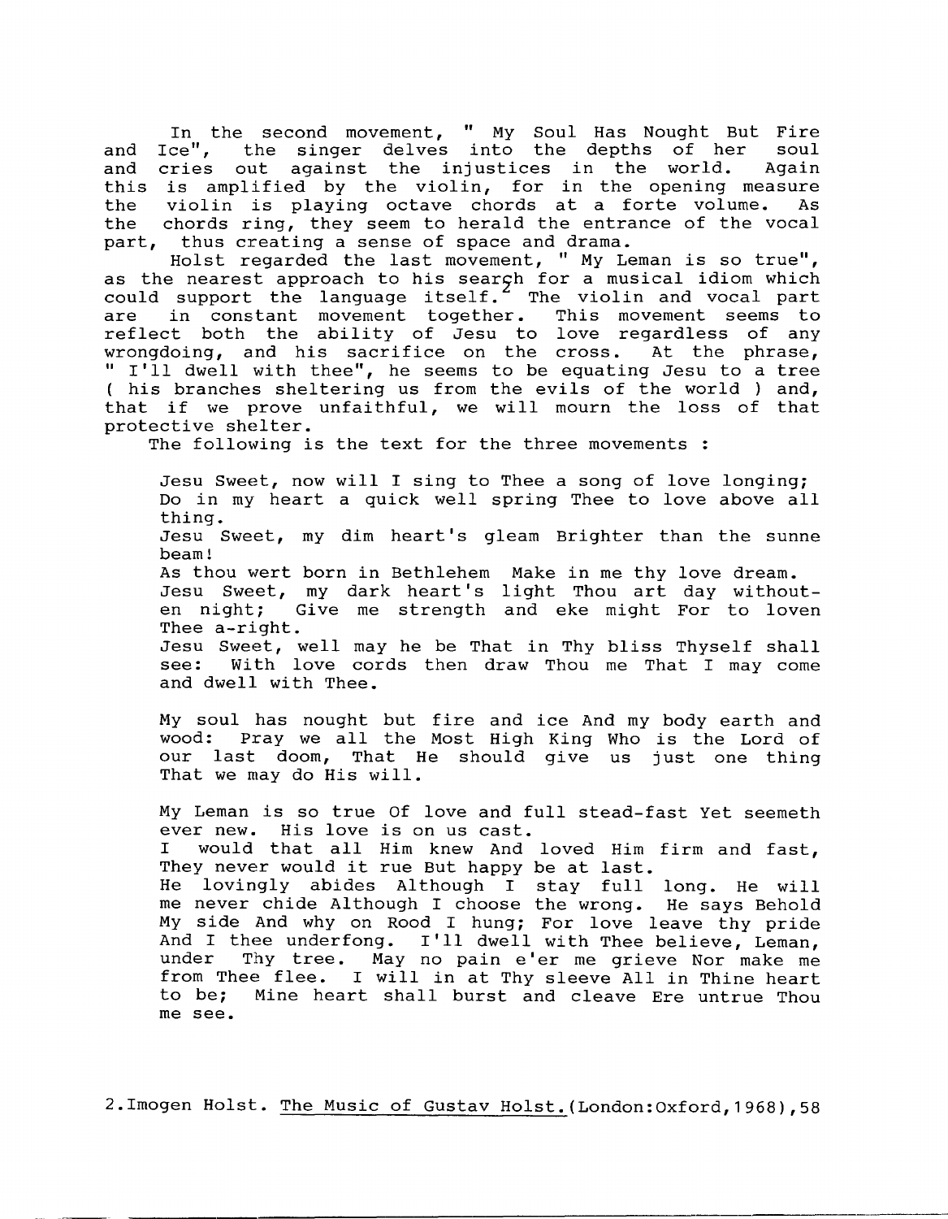In the second movement, " My Soul Has Nought But Fire and Ice", the singer delves into the depths of her soul and cries out against the injustices in the world. Again this is amplified by the violin, for in the opening measure the violin is playing octave chords at a forte volume. As the chords ring, they seem to herald the entrance of the vocal part, thus creating a sense of space and drama.

Holst regarded the last movement, " My Leman is so true", as the nearest approach to his search for a musical idiom which could support the language itself.[2] The violin and vocal part are in constant movement together. This movement seems to reflect both the ability of Jesu to love regardless of any wrongdoing, and his sacrifice on the cross. At the phrase, " I'll dwell with thee", he seems to be equating Jesu to a tree ( his branches sheltering us from the evils of the world ) and, that if we prove unfaithful, we will mourn the loss of that protective shelter.

The following is the text for the three movements :

> Jesu Sweet, now will I sing to Thee a song of love longing; Do in my heart a quick well spring Thee to love above all thing.
> Jesu Sweet, my dim heart's gleam Brighter than the sunne beam!
> As thou wert born in Bethlehem Make in me thy love dream.
> Jesu Sweet, my dark heart's light Thou art day withouten night; Give me strength and eke might For to loven Thee a-right.
> Jesu Sweet, well may he be That in Thy bliss Thyself shall see: With love cords then draw Thou me That I may come and dwell with Thee.
>
> My soul has nought but fire and ice And my body earth and wood: Pray we all the Most High King Who is the Lord of our last doom, That He should give us just one thing That we may do His will.
>
> My Leman is so true Of love and full stead-fast Yet seemeth ever new. His love is on us cast.
> I would that all Him knew And loved Him firm and fast, They never would it rue But happy be at last.
> He lovingly abides Although I stay full long. He will me never chide Although I choose the wrong. He says Behold My side And why on Rood I hung; For love leave thy pride And I thee underfong. I'll dwell with Thee believe, Leman, under Thy tree. May no pain e'er me grieve Nor make me from Thee flee. I will in at Thy sleeve All in Thine heart to be; Mine heart shall burst and cleave Ere untrue Thou me see.

---

2. Imogen Holst. The Music of Gustav Holst. (London:Oxford,1968),58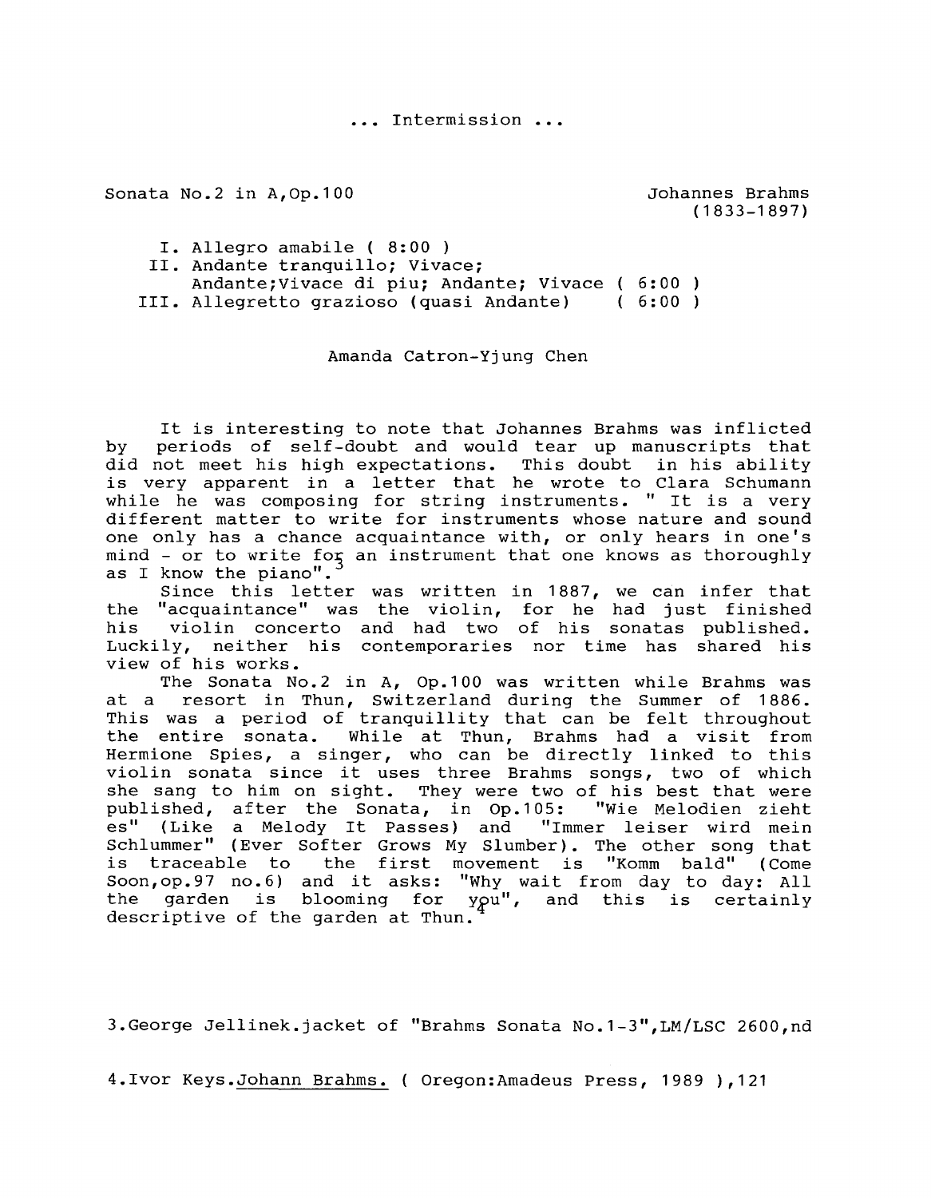... Intermission ...

Sonata No.2 in A, Op.100 — Johannes Brahms (1833-1897)

I. Allegro amabile ( 8:00 )
II. Andante tranquillo; Vivace; Andante; Vivace di piu; Andante; Vivace ( 6:00 )
III. Allegretto grazioso (quasi Andante) ( 6:00 )

Amanda Catron-Yjung Chen

It is interesting to note that Johannes Brahms was inflicted by periods of self-doubt and would tear up manuscripts that did not meet his high expectations. This doubt in his ability is very apparent in a letter that he wrote to Clara Schumann while he was composing for string instruments. " It is a very different matter to write for instruments whose nature and sound one only has a chance acquaintance with, or only hears in one's mind - or to write for an instrument that one knows as thoroughly as I know the piano".[3]

Since this letter was written in 1887, we can infer that the "acquaintance" was the violin, for he had just finished his violin concerto and had two of his sonatas published. Luckily, neither his contemporaries nor time has shared his view of his works.

The Sonata No.2 in A, Op.100 was written while Brahms was at a resort in Thun, Switzerland during the Summer of 1886. This was a period of tranquillity that can be felt throughout the entire sonata. While at Thun, Brahms had a visit from Hermione Spies, a singer, who can be directly linked to this violin sonata since it uses three Brahms songs, two of which she sang to him on sight. They were two of his best that were published, after the Sonata, in Op.105: "Wie Melodien zieht es" (Like a Melody It Passes) and "Immer leiser wird mein Schlummer" (Ever Softer Grows My Slumber). The other song that is traceable to the first movement is "Komm bald" (Come Soon, op.97 no.6) and it asks: "Why wait from day to day: All the garden is blooming for you", and this is certainly descriptive of the garden at Thun.[4]

3.George Jellinek.jacket of "Brahms Sonata No.1-3",LM/LSC 2600,nd

4.Ivor Keys.Johann Brahms. ( Oregon:Amadeus Press, 1989 ),121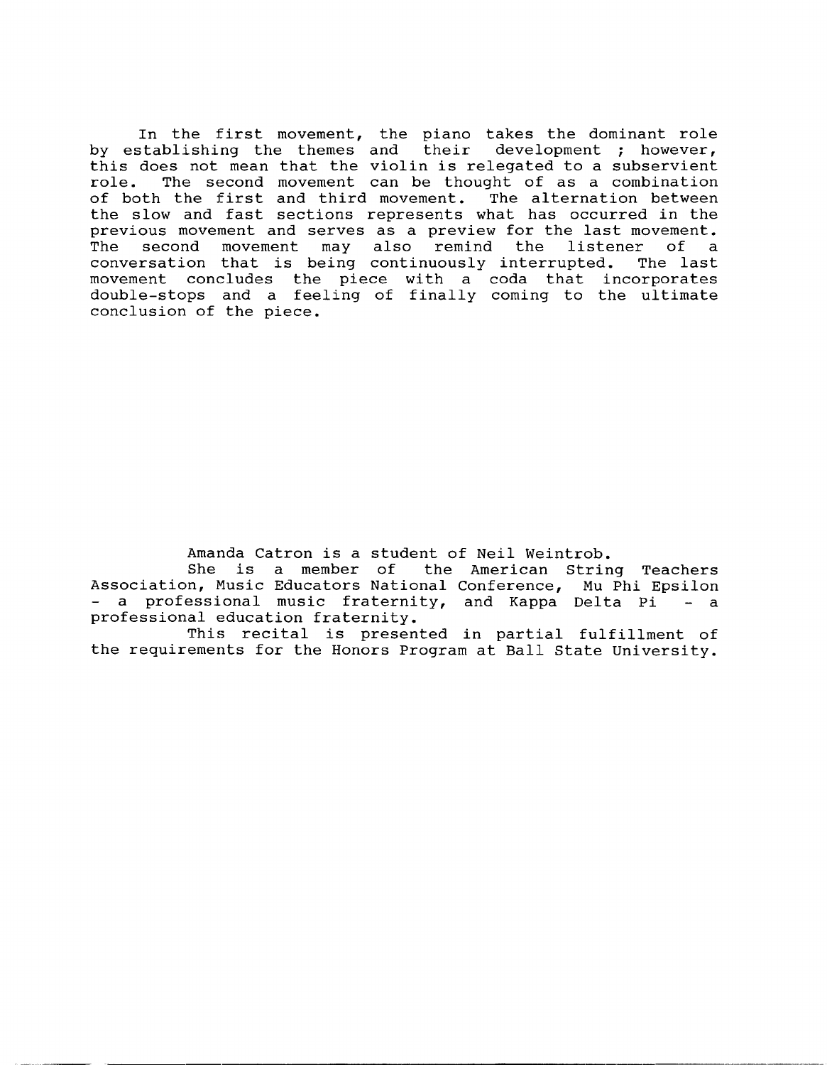In the first movement, the piano takes the dominant role by establishing the themes and their development ; however, this does not mean that the violin is relegated to a subservient role. The second movement can be thought of as a combination of both the first and third movement. The alternation between the slow and fast sections represents what has occurred in the previous movement and serves as a preview for the last movement. The second movement may also remind the listener of a conversation that is being continuously interrupted. The last movement concludes the piece with a coda that incorporates double-stops and a feeling of finally coming to the ultimate conclusion of the piece.

Amanda Catron is a student of Neil Weintrob.

She is a member of the American String Teachers Association, Music Educators National Conference, Mu Phi Epsilon - a professional music fraternity, and Kappa Delta Pi - a professional education fraternity.

This recital is presented in partial fulfillment of the requirements for the Honors Program at Ball State University.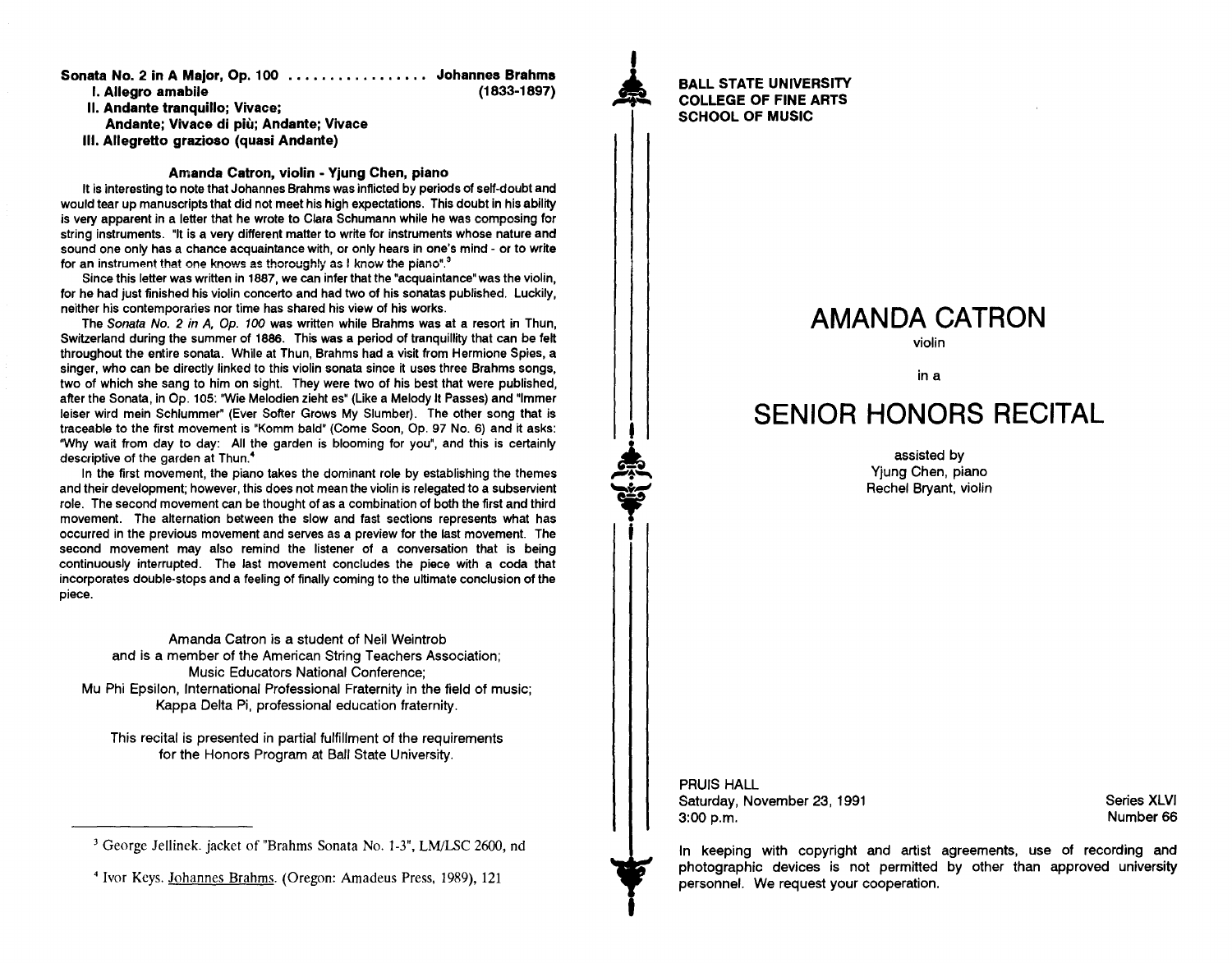**Sonata No. 2 in A Major, Op. 100** ................. **Johannes Brahms**
**I. Allegro amabile** **(1833-1897)**
**II. Andante tranquillo; Vivace;**
**Andante; Vivace di più; Andante; Vivace**
**III. Allegretto grazioso (quasi Andante)**

**Amanda Catron, violin - Yjung Chen, piano**

It is interesting to note that Johannes Brahms was inflicted by periods of self-doubt and would tear up manuscripts that did not meet his high expectations. This doubt in his ability is very apparent in a letter that he wrote to Clara Schumann while he was composing for string instruments. "It is a very different matter to write for instruments whose nature and sound one only has a chance acquaintance with, or only hears in one's mind - or to write for an instrument that one knows as thoroughly as I know the piano".[3]

Since this letter was written in 1887, we can infer that the "acquaintance" was the violin, for he had just finished his violin concerto and had two of his sonatas published. Luckily, neither his contemporaries nor time has shared his view of his works.

The *Sonata No. 2 in A, Op. 100* was written while Brahms was at a resort in Thun, Switzerland during the summer of 1886. This was a period of tranquillity that can be felt throughout the entire sonata. While at Thun, Brahms had a visit from Hermione Spies, a singer, who can be directly linked to this violin sonata since it uses three Brahms songs, two of which she sang to him on sight. They were two of his best that were published, after the Sonata, in Op. 105: "Wie Melodien zieht es" (Like a Melody It Passes) and "Immer leiser wird mein Schlummer" (Ever Softer Grows My Slumber). The other song that is traceable to the first movement is "Komm bald" (Come Soon, Op. 97 No. 6) and it asks: "Why wait from day to day: All the garden is blooming for you", and this is certainly descriptive of the garden at Thun.[4]

In the first movement, the piano takes the dominant role by establishing the themes and their development; however, this does not mean the violin is relegated to a subservient role. The second movement can be thought of as a combination of both the first and third movement. The alternation between the slow and fast sections represents what has occurred in the previous movement and serves as a preview for the last movement. The second movement may also remind the listener of a conversation that is being continuously interrupted. The last movement concludes the piece with a coda that incorporates double-stops and a feeling of finally coming to the ultimate conclusion of the piece.

Amanda Catron is a student of Neil Weintrob
and is a member of the American String Teachers Association;
Music Educators National Conference;
Mu Phi Epsilon, International Professional Fraternity in the field of music;
Kappa Delta Pi, professional education fraternity.

This recital is presented in partial fulfillment of the requirements
for the Honors Program at Ball State University.

---

[3] George Jellinek. jacket of "Brahms Sonata No. 1-3", LM/LSC 2600, nd

[4] Ivor Keys. Johannes Brahms. (Oregon: Amadeus Press, 1989), 121

---

**BALL STATE UNIVERSITY**
**COLLEGE OF FINE ARTS**
**SCHOOL OF MUSIC**

# AMANDA CATRON

violin

in a

# SENIOR HONORS RECITAL

assisted by
Yjung Chen, piano
Rechel Bryant, violin

PRUIS HALL
Saturday, November 23, 1991
3:00 p.m.

Series XLVI
Number 66

In keeping with copyright and artist agreements, use of recording and photographic devices is not permitted by other than approved university personnel. We request your cooperation.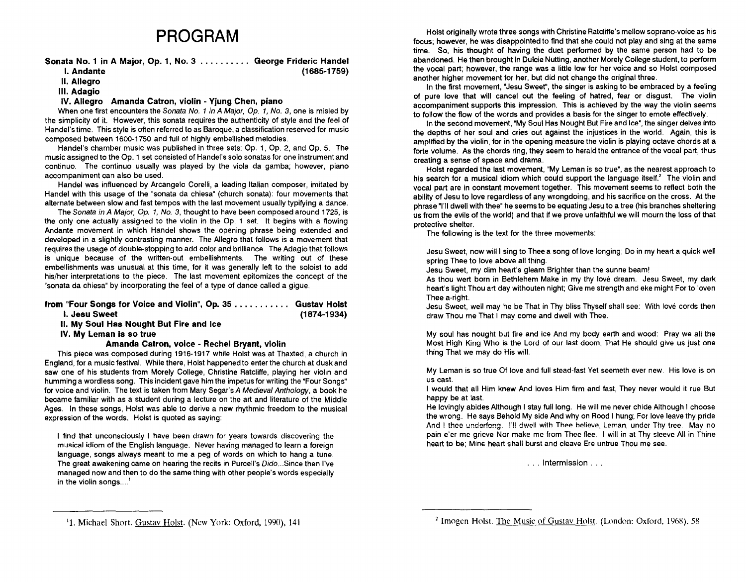# PROGRAM

**Sonata No. 1 in A Major, Op. 1, No. 3 .......... George Frideric Handel**
**I. Andante (1685-1759)**
**II. Allegro**
**III. Adagio**
**IV. Allegro Amanda Catron, violin - Yjung Chen, piano**

When one first encounters the *Sonata No. 1 in A Major, Op. 1, No. 3*, one is misled by the simplicity of it. However, this sonata requires the authenticity of style and the feel of Handel's time. This style is often referred to as Baroque, a classification reserved for music composed between 1600-1750 and full of highly embellished melodies.

Handel's chamber music was published in three sets: Op. 1, Op. 2, and Op. 5. The music assigned to the Op. 1 set consisted of Handel's solo sonatas for one instrument and continuo. The continuo usually was played by the viola da gamba; however, piano accompaniment can also be used.

Handel was influenced by Arcangelo Corelli, a leading Italian composer, imitated by Handel with this usage of the "sonata da chiesa" (church sonata): four movements that alternate between slow and fast tempos with the last movement usually typifying a dance.

The *Sonata in A Major, Op. 1, No. 3*, thought to have been composed around 1725, is the only one actually assigned to the violin in the Op. 1 set. It begins with a flowing Andante movement in which Handel shows the opening phrase being extended and developed in a slightly contrasting manner. The Allegro that follows is a movement that requires the usage of double-stopping to add color and brilliance. The Adagio that follows is unique because of the written-out embellishments. The writing out of these embellishments was unusual at this time, for it was generally left to the soloist to add his/her interpretations to the piece. The last movement epitomizes the concept of the "sonata da chiesa" by incorporating the feel of a type of dance called a gigue.

**from "Four Songs for Voice and Violin", Op. 35 ........... Gustav Holst**
**I. Jesu Sweet (1874-1934)**
**II. My Soul Has Nought But Fire and Ice**
**IV. My Leman is so true**
**Amanda Catron, voice - Rechel Bryant, violin**

This piece was composed during 1916-1917 while Holst was at Thaxted, a church in England, for a music festival. While there, Holst happened to enter the church at dusk and saw one of his students from Morely College, Christine Ratcliffe, playing her violin and humming a wordless song. This incident gave him the impetus for writing the "Four Songs" for voice and violin. The text is taken from Mary Segar's *A Medieval Anthology*, a book he became familiar with as a student during a lecture on the art and literature of the Middle Ages. In these songs, Holst was able to derive a new rhythmic freedom to the musical expression of the words. Holst is quoted as saying:

> I find that unconsciously I have been drawn for years towards discovering the musical idiom of the English language. Never having managed to learn a foreign language, songs always meant to me a peg of words on which to hang a tune. The great awakening came on hearing the recits in Purcell's *Dido*...Since then I've managed now and then to do the same thing with other people's words especially in the violin songs....[1]

Holst originally wrote three songs with Christine Ratcliffe's mellow soprano-voice as his focus; however, he was disappointed to find that she could not play and sing at the same time. So, his thought of having the duet performed by the same person had to be abandoned. He then brought in Dulcie Nutting, another Morely College student, to perform the vocal part; however, the range was a little low for her voice and so Holst composed another higher movement for her, but did not change the original three.

In the first movement, "Jesu Sweet", the singer is asking to be embraced by a feeling of pure love that will cancel out the feeling of hatred, fear or disgust. The violin accompaniment supports this impression. This is achieved by the way the violin seems to follow the flow of the words and provides a basis for the singer to emote effectively.

In the second movement, "My Soul Has Nought But Fire and Ice", the singer delves into the depths of her soul and cries out against the injustices in the world. Again, this is amplified by the violin, for in the opening measure the violin is playing octave chords at a forte volume. As the chords ring, they seem to herald the entrance of the vocal part, thus creating a sense of space and drama.

Holst regarded the last movement, "My Leman is so true", as the nearest approach to his search for a musical idiom which could support the language itself.[2] The violin and vocal part are in constant movement together. This movement seems to reflect both the ability of Jesu to love regardless of any wrongdoing, and his sacrifice on the cross. At the phrase "I'll dwell with thee" he seems to be equating Jesu to a tree (his branches sheltering us from the evils of the world) and that if we prove unfaithful we will mourn the loss of that protective shelter.

The following is the text for the three movements:

Jesu Sweet, now will I sing to Thee a song of love longing; Do in my heart a quick well spring Thee to love above all thing.
Jesu Sweet, my dim heart's gleam Brighter than the sunne beam!
As thou wert born in Bethlehem Make in my thy lovè dream. Jesu Sweet, my dark heart's light Thou art day withouten night; Give me strength and eke might For to loven Thee a-right.
Jesu Sweet, well may he be That in Thy bliss Thyself shall see: With lovè cords then draw Thou me That I may come and dwell with Thee.

My soul has nought but fire and ice And my body earth and wood: Pray we all the Most High King Who is the Lord of our last doom, That He should give us just one thing That we may do His will.

My Leman is so true Of love and full stead-fast Yet seemeth ever new. His love is on us cast.
I would that all Him knew And loves Him firm and fast, They never would it rue But happy be at last.
He lovingly abides Although I stay full long. He will me never chide Although I choose the wrong. He says Behold My side And why on Rood I hung; For love leave thy pride And I thee underfong. I'll dwell with Thee believe, Leman, under Thy tree. May no pain e'er me grieve Nor make me from Thee flee. I will in at Thy sleeve All in Thine heart to be; Mine heart shall burst and cleave Ere untrue Thou me see.

. . . Intermission . . .

---

[1] 1. Michael Short. Gustav Holst. (New York: Oxford, 1990), 141

[2] Imogen Holst. The Music of Gustav Holst. (London: Oxford, 1968), 58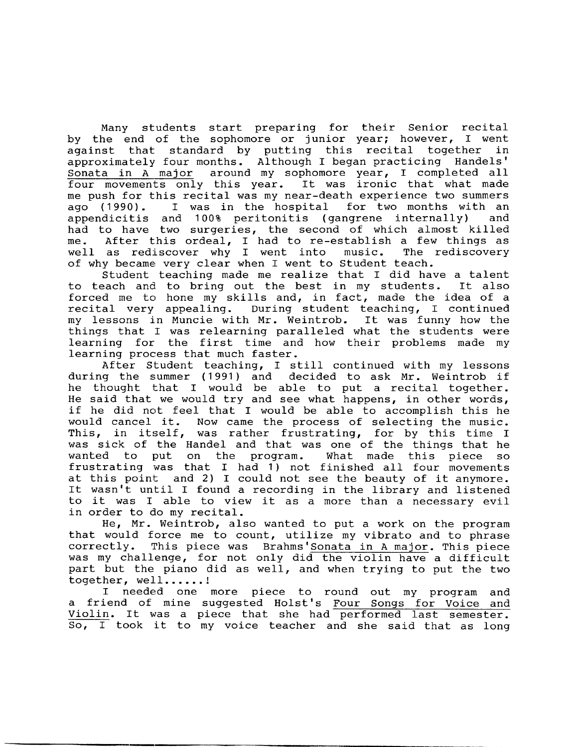Many students start preparing for their Senior recital by the end of the sophomore or junior year; however, I went against that standard by putting this recital together in approximately four months. Although I began practicing Handels' Sonata in A major around my sophomore year, I completed all four movements only this year. It was ironic that what made me push for this recital was my near-death experience two summers ago (1990). I was in the hospital for two months with an appendicitis and 100% peritonitis (gangrene internally) and had to have two surgeries, the second of which almost killed me. After this ordeal, I had to re-establish a few things as well as rediscover why I went into music. The rediscovery of why became very clear when I went to Student teach.

Student teaching made me realize that I did have a talent to teach and to bring out the best in my students. It also forced me to hone my skills and, in fact, made the idea of a recital very appealing. During student teaching, I continued my lessons in Muncie with Mr. Weintrob. It was funny how the things that I was relearning paralleled what the students were learning for the first time and how their problems made my learning process that much faster.

After Student teaching, I still continued with my lessons during the summer (1991) and decided to ask Mr. Weintrob if he thought that I would be able to put a recital together. He said that we would try and see what happens, in other words, if he did not feel that I would be able to accomplish this he would cancel it. Now came the process of selecting the music. This, in itself, was rather frustrating, for by this time I was sick of the Handel and that was one of the things that he wanted to put on the program. What made this piece so frustrating was that I had 1) not finished all four movements at this point and 2) I could not see the beauty of it anymore. It wasn't until I found a recording in the library and listened to it was I able to view it as a more than a necessary evil in order to do my recital.

He, Mr. Weintrob, also wanted to put a work on the program that would force me to count, utilize my vibrato and to phrase correctly. This piece was Brahms' Sonata in A major. This piece was my challenge, for not only did the violin have a difficult part but the piano did as well, and when trying to put the two together, well......!

I needed one more piece to round out my program and a friend of mine suggested Holst's Four Songs for Voice and Violin. It was a piece that she had performed last semester. So, I took it to my voice teacher and she said that as long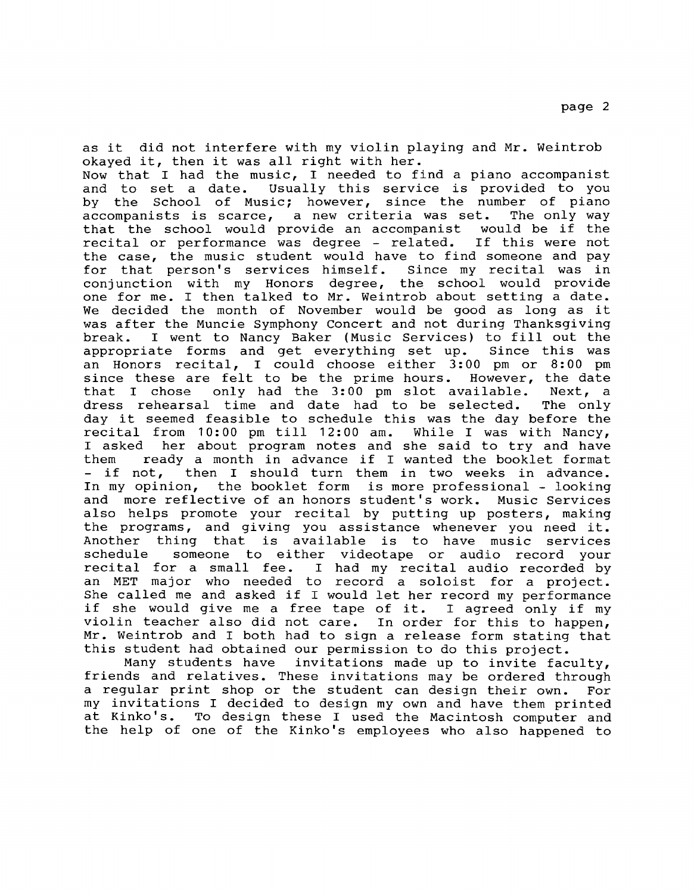as it did not interfere with my violin playing and Mr. Weintrob okayed it, then it was all right with her.

Now that I had the music, I needed to find a piano accompanist and to set a date. Usually this service is provided to you by the School of Music; however, since the number of piano accompanists is scarce, a new criteria was set. The only way that the school would provide an accompanist would be if the recital or performance was degree - related. If this were not the case, the music student would have to find someone and pay for that person's services himself. Since my recital was in conjunction with my Honors degree, the school would provide one for me. I then talked to Mr. Weintrob about setting a date. We decided the month of November would be good as long as it was after the Muncie Symphony Concert and not during Thanksgiving break. I went to Nancy Baker (Music Services) to fill out the appropriate forms and get everything set up. Since this was an Honors recital, I could choose either 3:00 pm or 8:00 pm since these are felt to be the prime hours. However, the date that I chose only had the 3:00 pm slot available. Next, a dress rehearsal time and date had to be selected. The only day it seemed feasible to schedule this was the day before the recital from 10:00 pm till 12:00 am. While I was with Nancy, I asked her about program notes and she said to try and have them ready a month in advance if I wanted the booklet format - if not, then I should turn them in two weeks in advance. In my opinion, the booklet form is more professional - looking and more reflective of an honors student's work. Music Services also helps promote your recital by putting up posters, making the programs, and giving you assistance whenever you need it. Another thing that is available is to have music services schedule someone to either videotape or audio record your recital for a small fee. I had my recital audio recorded by an MET major who needed to record a soloist for a project. She called me and asked if I would let her record my performance if she would give me a free tape of it. I agreed only if my violin teacher also did not care. In order for this to happen, Mr. Weintrob and I both had to sign a release form stating that this student had obtained our permission to do this project.

Many students have invitations made up to invite faculty, friends and relatives. These invitations may be ordered through a regular print shop or the student can design their own. For my invitations I decided to design my own and have them printed at Kinko's. To design these I used the Macintosh computer and the help of one of the Kinko's employees who also happened to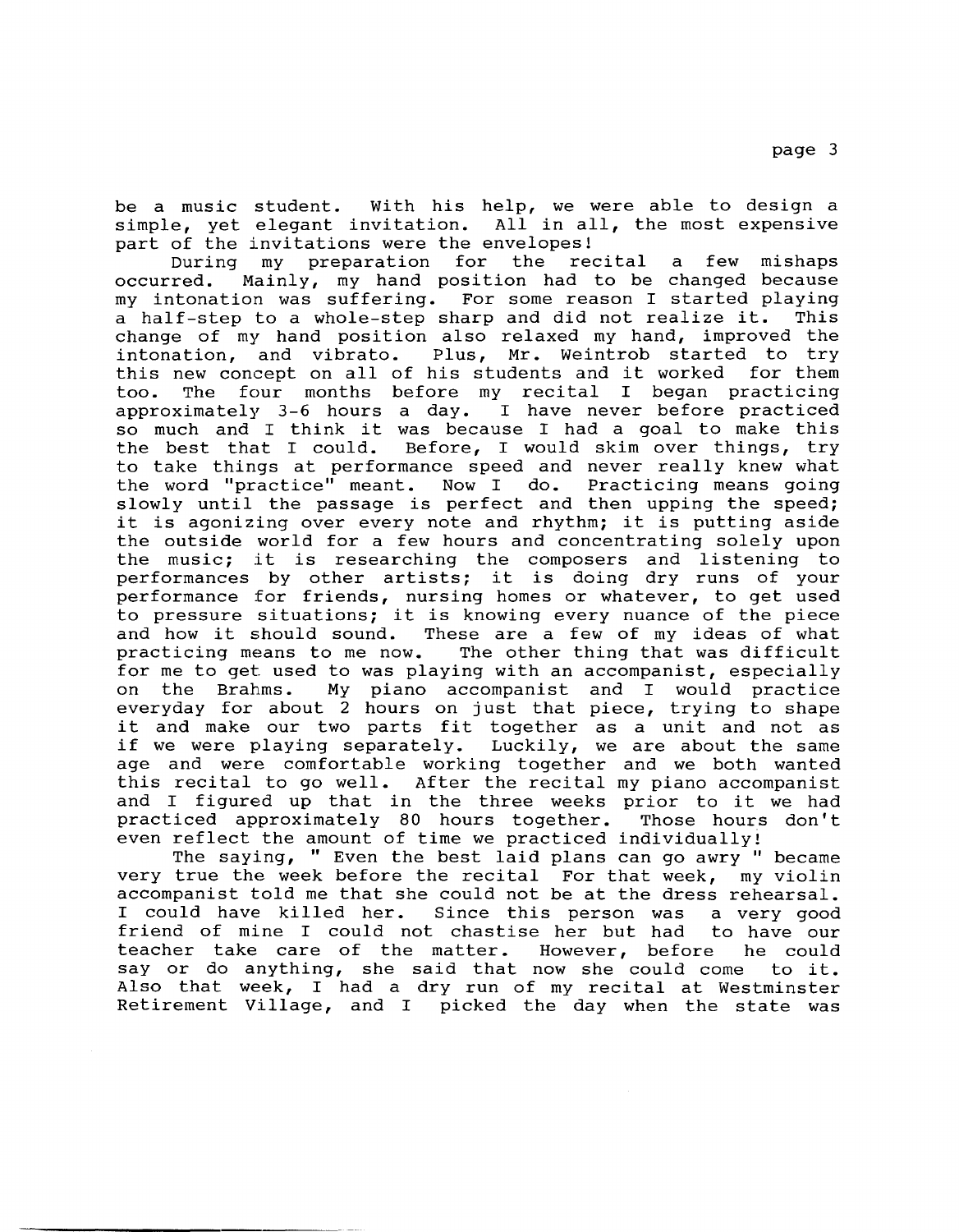be a music student. With his help, we were able to design a simple, yet elegant invitation. All in all, the most expensive part of the invitations were the envelopes!

During my preparation for the recital a few mishaps occurred. Mainly, my hand position had to be changed because my intonation was suffering. For some reason I started playing a half-step to a whole-step sharp and did not realize it. This change of my hand position also relaxed my hand, improved the intonation, and vibrato. Plus, Mr. Weintrob started to try this new concept on all of his students and it worked for them too. The four months before my recital I began practicing approximately 3-6 hours a day. I have never before practiced so much and I think it was because I had a goal to make this the best that I could. Before, I would skim over things, try to take things at performance speed and never really knew what the word "practice" meant. Now I do. Practicing means going slowly until the passage is perfect and then upping the speed; it is agonizing over every note and rhythm; it is putting aside the outside world for a few hours and concentrating solely upon the music; it is researching the composers and listening to performances by other artists; it is doing dry runs of your performance for friends, nursing homes or whatever, to get used to pressure situations; it is knowing every nuance of the piece and how it should sound. These are a few of my ideas of what practicing means to me now. The other thing that was difficult for me to get used to was playing with an accompanist, especially on the Brahms. My piano accompanist and I would practice everyday for about 2 hours on just that piece, trying to shape it and make our two parts fit together as a unit and not as if we were playing separately. Luckily, we are about the same age and were comfortable working together and we both wanted this recital to go well. After the recital my piano accompanist and I figured up that in the three weeks prior to it we had practiced approximately 80 hours together. Those hours don't even reflect the amount of time we practiced individually!

The saying, " Even the best laid plans can go awry " became very true the week before the recital For that week, my violin accompanist told me that she could not be at the dress rehearsal. I could have killed her. Since this person was a very good friend of mine I could not chastise her but had to have our teacher take care of the matter. However, before he could say or do anything, she said that now she could come to it. Also that week, I had a dry run of my recital at Westminster Retirement Village, and I picked the day when the state was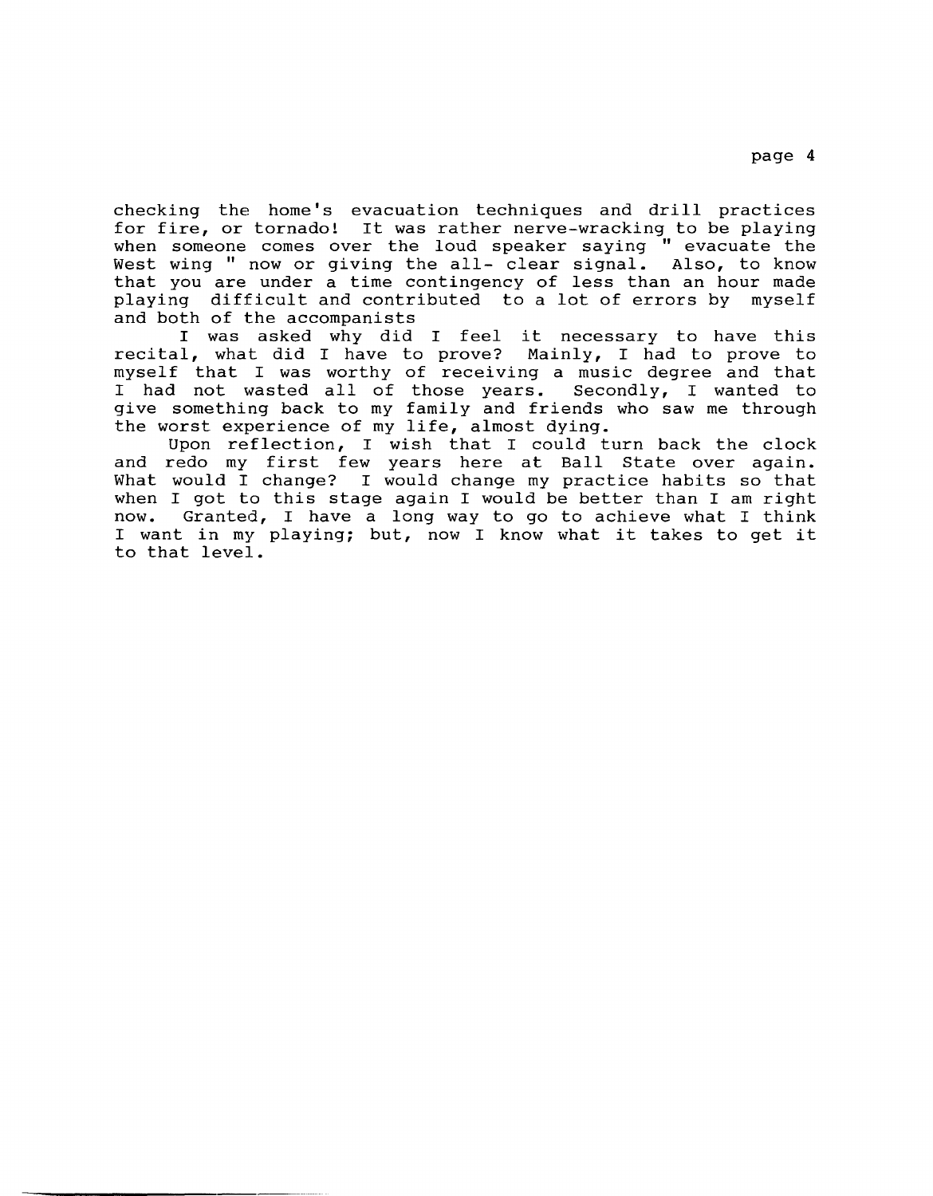checking the home's evacuation techniques and drill practices for fire, or tornado! It was rather nerve-wracking to be playing when someone comes over the loud speaker saying " evacuate the West wing " now or giving the all- clear signal. Also, to know that you are under a time contingency of less than an hour made playing difficult and contributed to a lot of errors by myself and both of the accompanists

I was asked why did I feel it necessary to have this recital, what did I have to prove? Mainly, I had to prove to myself that I was worthy of receiving a music degree and that I had not wasted all of those years. Secondly, I wanted to give something back to my family and friends who saw me through the worst experience of my life, almost dying.

Upon reflection, I wish that I could turn back the clock and redo my first few years here at Ball State over again. What would I change? I would change my practice habits so that when I got to this stage again I would be better than I am right now. Granted, I have a long way to go to achieve what I think I want in my playing; but, now I know what it takes to get it to that level.